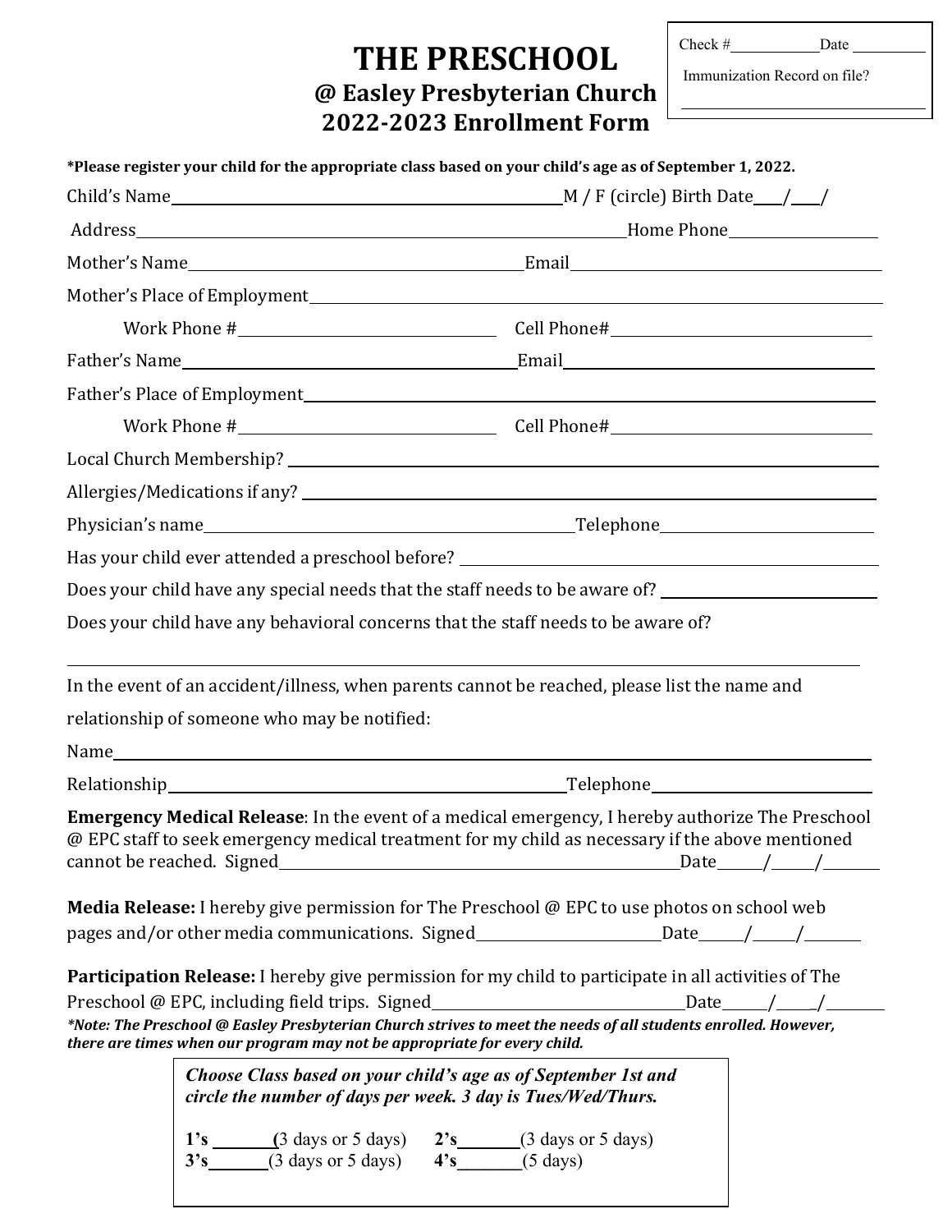Check #__________ Date __________

Immunization Record on file?

______________________________

# THE PRESCHOOL

## @ Easley Presbyterian Church

## 2022-2023 Enrollment Form

**\*Please register your child for the appropriate class based on your child's age as of September 1, 2022.**

Child's Name ______________________________ M / F (circle) Birth Date ___/___/

Address ______________________________ Home Phone ______________

Mother's Name ______________________________ Email ______________________________

Mother's Place of Employment ______________________________

Work Phone # ______________________ Cell Phone# ______________________

Father's Name ______________________________ Email ______________________________

Father's Place of Employment ______________________________

Work Phone # ______________________ Cell Phone# ______________________

Local Church Membership? ______________________________

Allergies/Medications if any? ______________________________

Physician's name ______________________________ Telephone ______________________

Has your child ever attended a preschool before? ______________________________

Does your child have any special needs that the staff needs to be aware of? ______________________

Does your child have any behavioral concerns that the staff needs to be aware of?

______________________________________________________________________

In the event of an accident/illness, when parents cannot be reached, please list the name and relationship of someone who may be notified:

Name ______________________________________________________________________

Relationship ______________________________ Telephone ______________________

**Emergency Medical Release**: In the event of a medical emergency, I hereby authorize The Preschool @ EPC staff to seek emergency medical treatment for my child as necessary if the above mentioned cannot be reached. Signed ______________________________ Date _____/_____/______

**Media Release:** I hereby give permission for The Preschool @ EPC to use photos on school web pages and/or other media communications. Signed ______________________ Date _____/_____/______

**Participation Release:** I hereby give permission for my child to participate in all activities of The Preschool @ EPC, including field trips. Signed ______________________________ Date _____/_____/______

***\*Note: The Preschool @ Easley Presbyterian Church strives to meet the needs of all students enrolled. However, there are times when our program may not be appropriate for every child.***

***Choose Class based on your child's age as of September 1st and circle the number of days per week. 3 day is Tues/Wed/Thurs.***

**1's** ______(3 days or 5 days) **2's** ______(3 days or 5 days)
**3's** ______(3 days or 5 days) **4's** ______(5 days)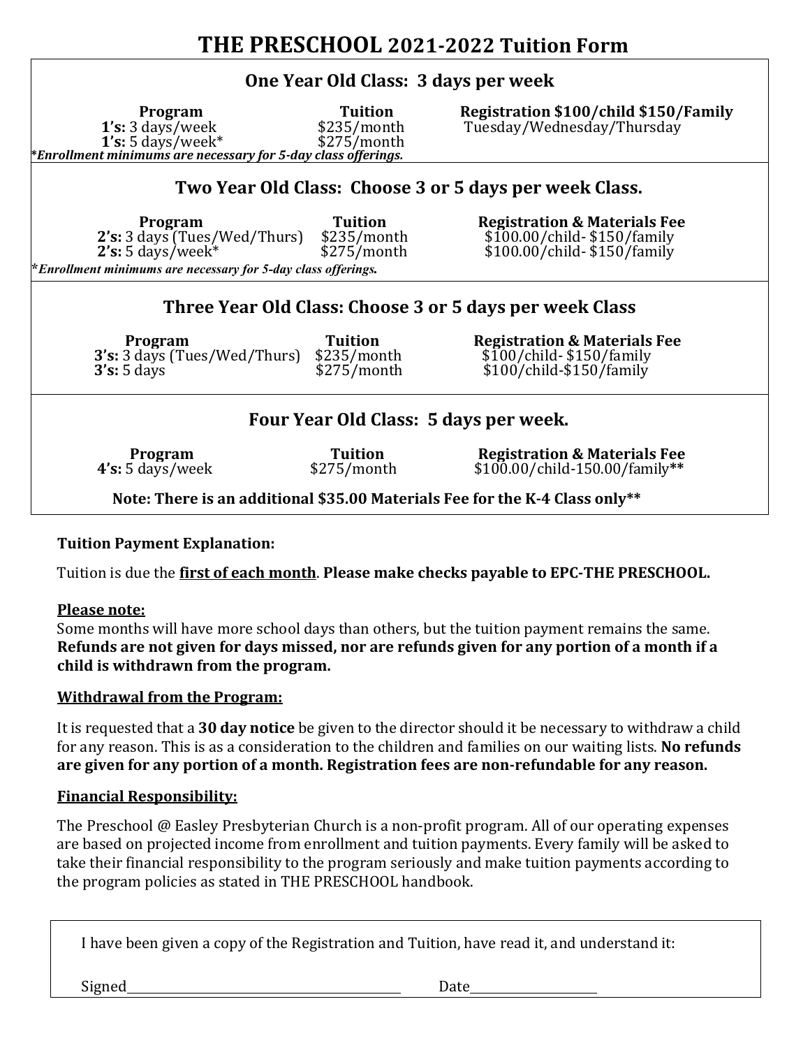# THE PRESCHOOL 2021-2022 Tuition Form

## One Year Old Class: 3 days per week

| Program | Tuition | Registration $100/child $150/Family |
|---|---|---|
| **1's:** 3 days/week | $235/month | Tuesday/Wednesday/Thursday |
| **1's:** 5 days/week* | $275/month | |

***Enrollment minimums are necessary for 5-day class offerings.***

## Two Year Old Class: Choose 3 or 5 days per week Class.

| Program | Tuition | Registration & Materials Fee |
|---|---|---|
| **2's:** 3 days (Tues/Wed/Thurs) | $235/month | $100.00/child- $150/family |
| **2's:** 5 days/week* | $275/month | $100.00/child- $150/family |

***Enrollment minimums are necessary for 5-day class offerings.***

## Three Year Old Class: Choose 3 or 5 days per week Class

| Program | Tuition | Registration & Materials Fee |
|---|---|---|
| **3's:** 3 days (Tues/Wed/Thurs) | $235/month | $100/child- $150/family |
| **3's:** 5 days | $275/month | $100/child-$150/family |

## Four Year Old Class: 5 days per week.

| Program | Tuition | Registration & Materials Fee |
|---|---|---|
| **4's:** 5 days/week | $275/month | $100.00/child-150.00/family** |

**Note: There is an additional $35.00 Materials Fee for the K-4 Class only****

**Tuition Payment Explanation:**

Tuition is due the **first of each month**. **Please make checks payable to EPC-THE PRESCHOOL.**

**Please note:**

Some months will have more school days than others, but the tuition payment remains the same. **Refunds are not given for days missed, nor are refunds given for any portion of a month if a child is withdrawn from the program.**

**Withdrawal from the Program:**

It is requested that a **30 day notice** be given to the director should it be necessary to withdraw a child for any reason. This is as a consideration to the children and families on our waiting lists. **No refunds are given for any portion of a month. Registration fees are non-refundable for any reason.**

**Financial Responsibility:**

The Preschool @ Easley Presbyterian Church is a non-profit program. All of our operating expenses are based on projected income from enrollment and tuition payments. Every family will be asked to take their financial responsibility to the program seriously and make tuition payments according to the program policies as stated in THE PRESCHOOL handbook.

I have been given a copy of the Registration and Tuition, have read it, and understand it:

Signed______________________________ Date______________